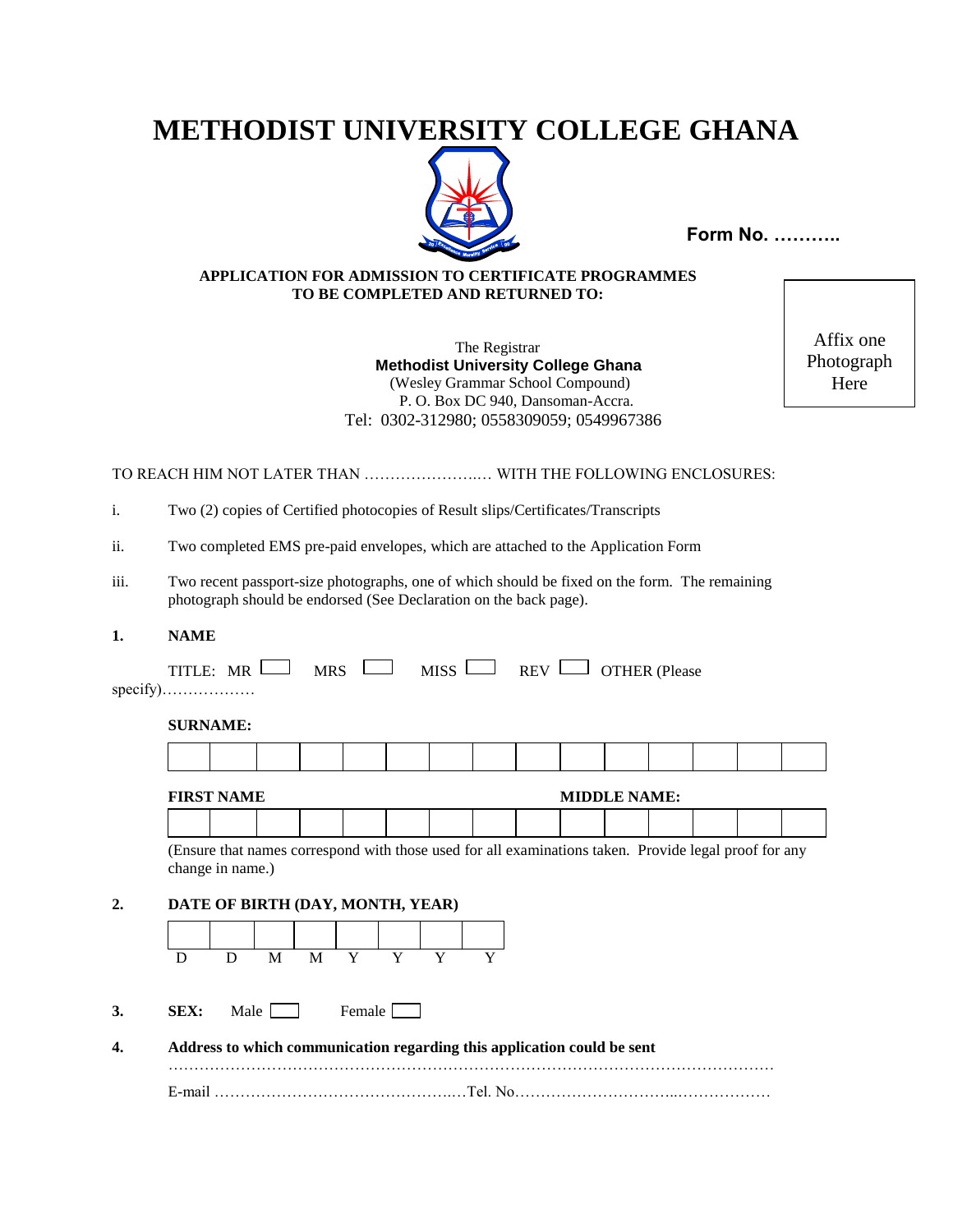# METHODIST UNIVERSITY COLLEGE GHANA

**Form No. ………..**

**APPLICATION FOR ADMISSION TO CERTIFICATE PROGRAMMES**
**TO BE COMPLETED AND RETURNED TO:**

Affix one Photograph Here

The Registrar
**Methodist University College Ghana**
(Wesley Grammar School Compound)
P. O. Box DC 940, Dansoman-Accra.
Tel: 0302-312980; 0558309059; 0549967386

TO REACH HIM NOT LATER THAN ………………….… WITH THE FOLLOWING ENCLOSURES:

i. Two (2) copies of Certified photocopies of Result slips/Certificates/Transcripts

ii. Two completed EMS pre-paid envelopes, which are attached to the Application Form

iii. Two recent passport-size photographs, one of which should be fixed on the form. The remaining photograph should be endorsed (See Declaration on the back page).

**1. NAME**

TITLE: MR ☐ MRS ☐ MISS ☐ REV ☐ OTHER (Please specify)………………

**SURNAME:**

| | | | | | | | | | | | | | | |
|---|---|---|---|---|---|---|---|---|---|---|---|---|---|---|
| | | | | | | | | | | | | | | |

**FIRST NAME** **MIDDLE NAME:**

| | | | | | | | | | | | | | | |
|---|---|---|---|---|---|---|---|---|---|---|---|---|---|---|
| | | | | | | | | | | | | | | |

(Ensure that names correspond with those used for all examinations taken. Provide legal proof for any change in name.)

**2. DATE OF BIRTH (DAY, MONTH, YEAR)**

| | | | | | | | |
|---|---|---|---|---|---|---|---|
| | | | | | | | |
| D | D | M | M | Y | Y | Y | Y |

**3. SEX:** Male ☐ Female ☐

**4. Address to which communication regarding this application could be sent**

……………………………………………………………………………………………………

E-mail ……………………………………….…Tel. No…………………………...………………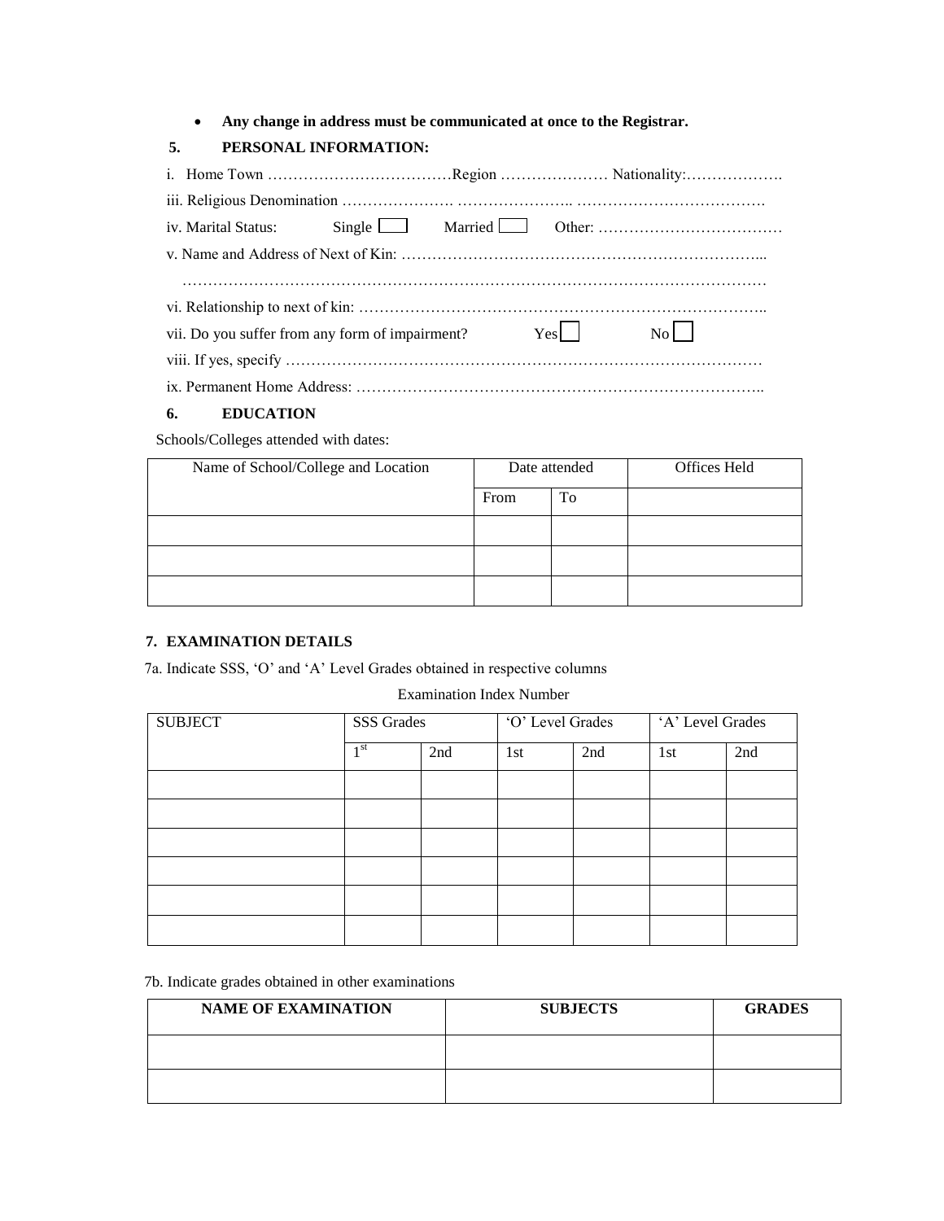- **Any change in address must be communicated at once to the Registrar.**

**5. PERSONAL INFORMATION:**

i. Home Town ………………………………Region ………………… Nationality:……………….

iii. Religious Denomination …………………. ………………….. ……………………………….

iv. Marital Status: Single ☐ Married ☐ Other: ………………………………

v. Name and Address of Next of Kin: ……………………………………………………………...

…………………………………………………………………………………………………

vi. Relationship to next of kin: …………………………………………………………………..

vii. Do you suffer from any form of impairment? Yes ☐ No ☐

viii. If yes, specify ………………………………………………………………………………

ix. Permanent Home Address: ……………………………………………………………………..

**6. EDUCATION**

Schools/Colleges attended with dates:

| Name of School/College and Location | Date attended | | Offices Held |
|---|---|---|---|
| | From | To | |
| | | | |
| | | | |
| | | | |

**7. EXAMINATION DETAILS**

7a. Indicate SSS, 'O' and 'A' Level Grades obtained in respective columns

Examination Index Number

| SUBJECT | SSS Grades | | 'O' Level Grades | | 'A' Level Grades | |
|---|---|---|---|---|---|---|
| | 1st | 2nd | 1st | 2nd | 1st | 2nd |
| | | | | | | |
| | | | | | | |
| | | | | | | |
| | | | | | | |
| | | | | | | |
| | | | | | | |

7b. Indicate grades obtained in other examinations

| NAME OF EXAMINATION | SUBJECTS | GRADES |
|---|---|---|
| | | |
| | | |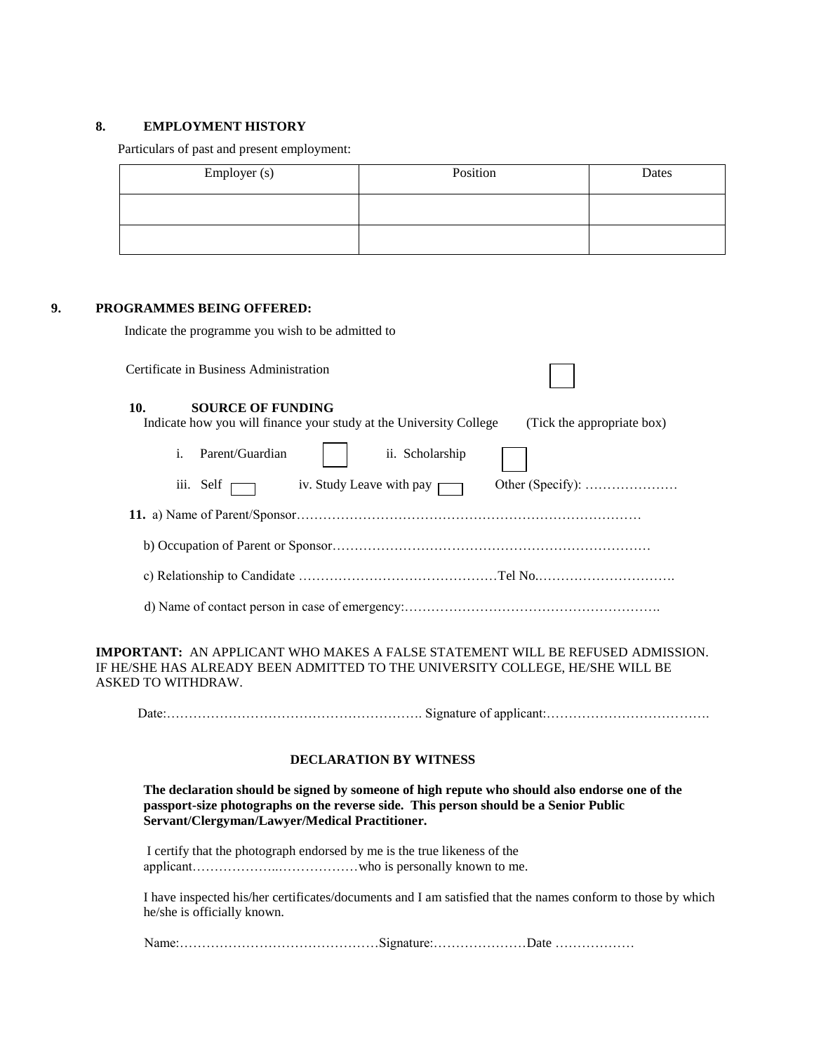**8. EMPLOYMENT HISTORY**

Particulars of past and present employment:

| Employer (s) | Position | Dates |
|---|---|---|
| | | |
| | | |

**9. PROGRAMMES BEING OFFERED:**

Indicate the programme you wish to be admitted to

Certificate in Business Administration ☐

**10. SOURCE OF FUNDING**

Indicate how you will finance your study at the University College (Tick the appropriate box)

i. Parent/Guardian ☐ ii. Scholarship ☐

iii. Self ☐ iv. Study Leave with pay ☐ Other (Specify): …………………

**11.** a) Name of Parent/Sponsor……………………………………………………………………

b) Occupation of Parent or Sponsor………………………………………………………………

c) Relationship to Candidate ………………………………………Tel No.………………………….

d) Name of contact person in case of emergency:………………………………………………….

**IMPORTANT:** AN APPLICANT WHO MAKES A FALSE STATEMENT WILL BE REFUSED ADMISSION. IF HE/SHE HAS ALREADY BEEN ADMITTED TO THE UNIVERSITY COLLEGE, HE/SHE WILL BE ASKED TO WITHDRAW.

Date:…………………………………………………. Signature of applicant:……………………………….

**DECLARATION BY WITNESS**

**The declaration should be signed by someone of high repute who should also endorse one of the passport-size photographs on the reverse side. This person should be a Senior Public Servant/Clergyman/Lawyer/Medical Practitioner.**

I certify that the photograph endorsed by me is the true likeness of the applicant………………..………………who is personally known to me.

I have inspected his/her certificates/documents and I am satisfied that the names conform to those by which he/she is officially known.

Name:………………………………………Signature:…………………Date ………………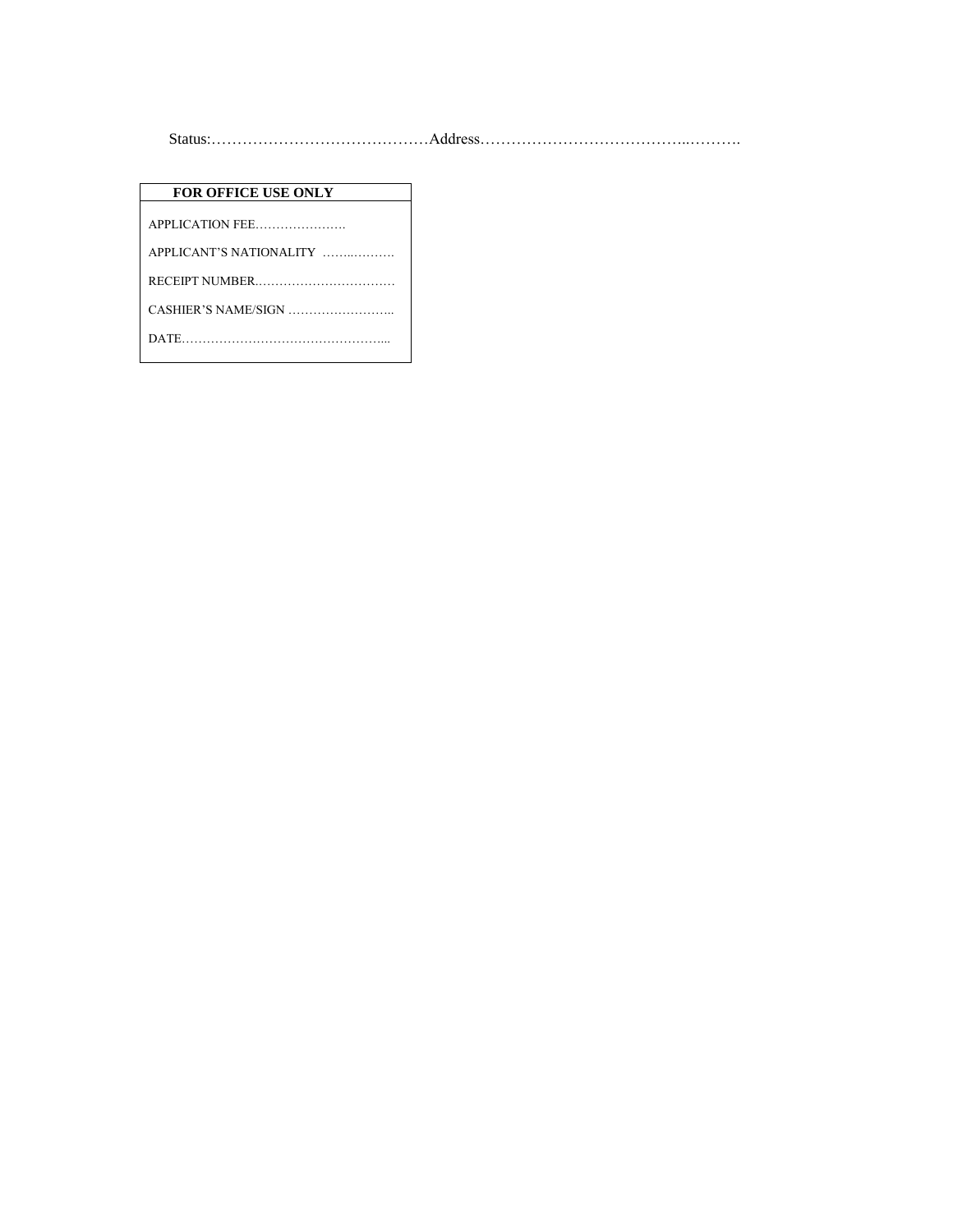Status:……………………………………Address…………………………………..……….

| FOR OFFICE USE ONLY |
|---|
| APPLICATION FEE…………………. |
| APPLICANT'S NATIONALITY …….………. |
| RECEIPT NUMBER.…………………………… |
| CASHIER'S NAME/SIGN …………………….. |
| DATE…………………………………………... |